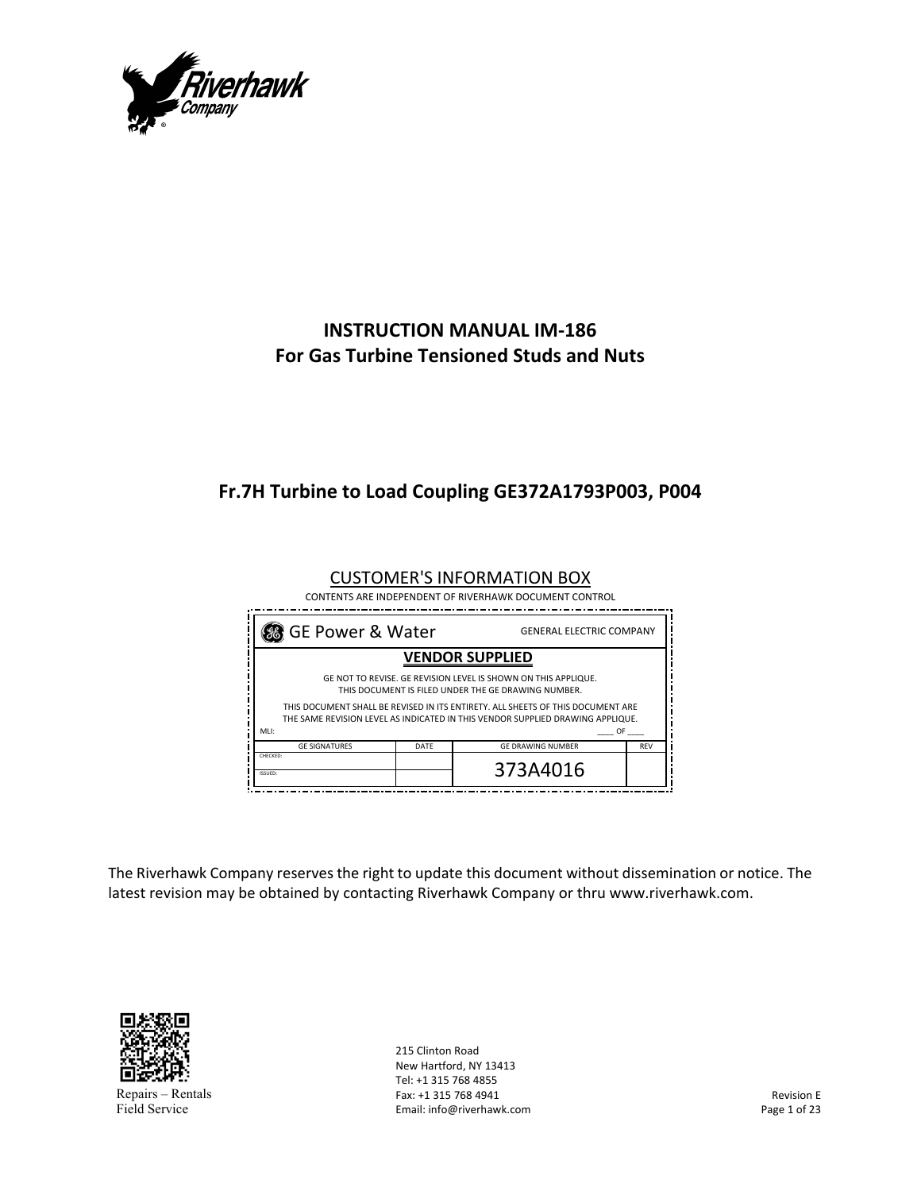# INSTRUCTION MANUAL IM-186
# For Gas Turbine Tensioned Studs and Nuts

## Fr.7H Turbine to Load Coupling GE372A1793P003, P004

CUSTOMER'S INFORMATION BOX

CONTENTS ARE INDEPENDENT OF RIVERHAWK DOCUMENT CONTROL

| GE Power & Water | | GENERAL ELECTRIC COMPANY | |
|---|---|---|---|
| **VENDOR SUPPLIED** | | | |
| GE NOT TO REVISE. GE REVISION LEVEL IS SHOWN ON THIS APPLIQUE. THIS DOCUMENT IS FILED UNDER THE GE DRAWING NUMBER. | | | |
| THIS DOCUMENT SHALL BE REVISED IN ITS ENTIRETY. ALL SHEETS OF THIS DOCUMENT ARE THE SAME REVISION LEVEL AS INDICATED IN THIS VENDOR SUPPLIED DRAWING APPLIQUE. | | | |
| MLI: | | ____ OF ____ | |
| GE SIGNATURES | DATE | GE DRAWING NUMBER | REV |
| CHECKED: | | 373A4016 | |
| ISSUED: | | | |

The Riverhawk Company reserves the right to update this document without dissemination or notice. The latest revision may be obtained by contacting Riverhawk Company or thru www.riverhawk.com.

Repairs – Rentals
Field Service

215 Clinton Road
New Hartford, NY 13413
Tel: +1 315 768 4855
Fax: +1 315 768 4941
Email: info@riverhawk.com

Revision E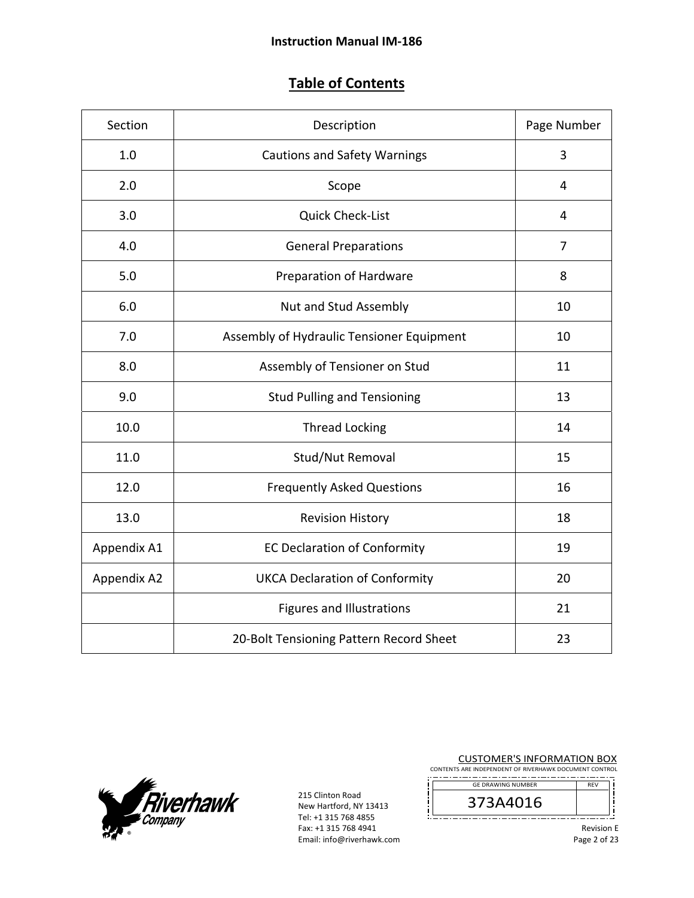## Table of Contents

| Section | Description | Page Number |
|---|---|---|
| 1.0 | Cautions and Safety Warnings | 3 |
| 2.0 | Scope | 4 |
| 3.0 | Quick Check-List | 4 |
| 4.0 | General Preparations | 7 |
| 5.0 | Preparation of Hardware | 8 |
| 6.0 | Nut and Stud Assembly | 10 |
| 7.0 | Assembly of Hydraulic Tensioner Equipment | 10 |
| 8.0 | Assembly of Tensioner on Stud | 11 |
| 9.0 | Stud Pulling and Tensioning | 13 |
| 10.0 | Thread Locking | 14 |
| 11.0 | Stud/Nut Removal | 15 |
| 12.0 | Frequently Asked Questions | 16 |
| 13.0 | Revision History | 18 |
| Appendix A1 | EC Declaration of Conformity | 19 |
| Appendix A2 | UKCA Declaration of Conformity | 20 |
| | Figures and Illustrations | 21 |
| | 20-Bolt Tensioning Pattern Record Sheet | 23 |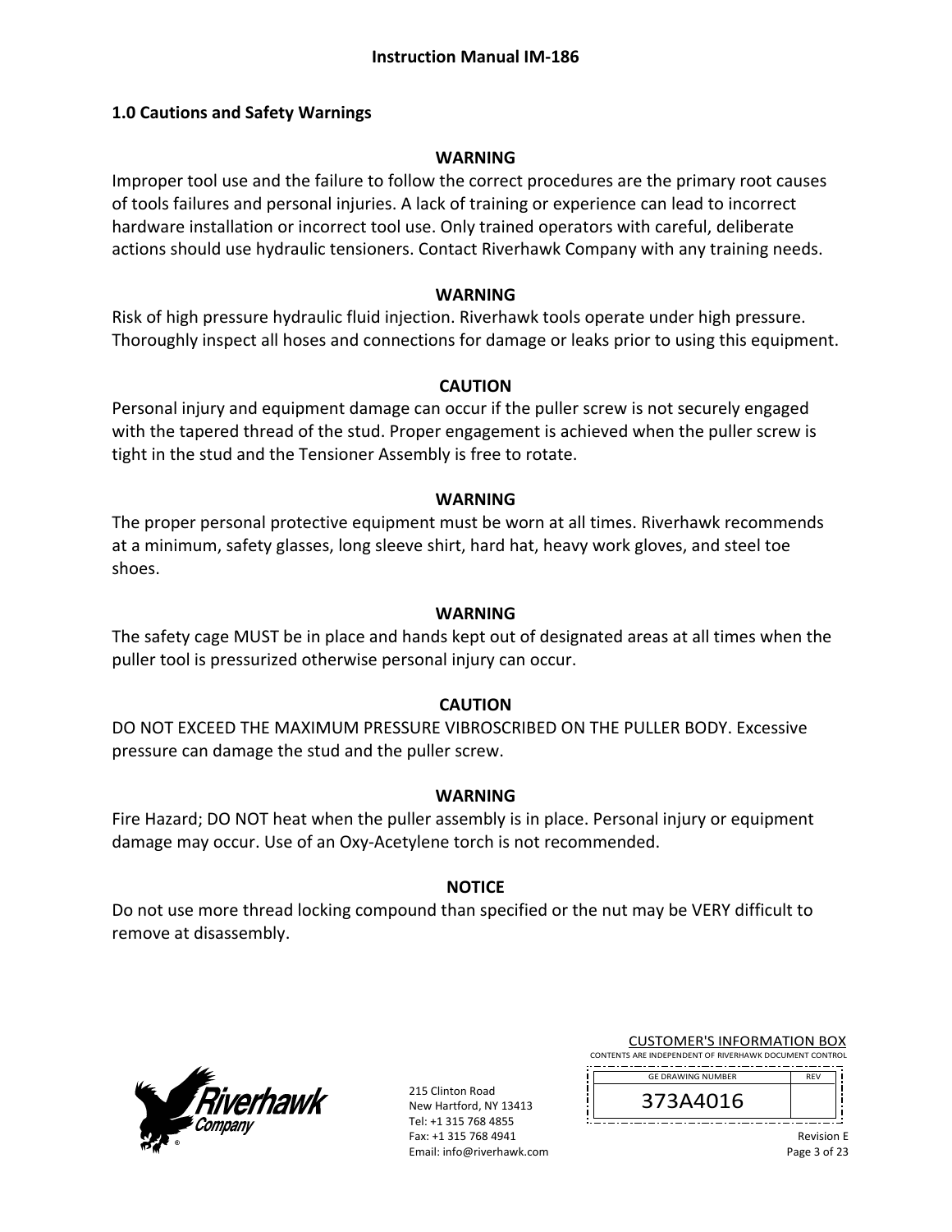## 1.0 Cautions and Safety Warnings

**WARNING**

Improper tool use and the failure to follow the correct procedures are the primary root causes of tools failures and personal injuries. A lack of training or experience can lead to incorrect hardware installation or incorrect tool use. Only trained operators with careful, deliberate actions should use hydraulic tensioners. Contact Riverhawk Company with any training needs.

**WARNING**

Risk of high pressure hydraulic fluid injection. Riverhawk tools operate under high pressure. Thoroughly inspect all hoses and connections for damage or leaks prior to using this equipment.

**CAUTION**

Personal injury and equipment damage can occur if the puller screw is not securely engaged with the tapered thread of the stud. Proper engagement is achieved when the puller screw is tight in the stud and the Tensioner Assembly is free to rotate.

**WARNING**

The proper personal protective equipment must be worn at all times. Riverhawk recommends at a minimum, safety glasses, long sleeve shirt, hard hat, heavy work gloves, and steel toe shoes.

**WARNING**

The safety cage MUST be in place and hands kept out of designated areas at all times when the puller tool is pressurized otherwise personal injury can occur.

**CAUTION**

DO NOT EXCEED THE MAXIMUM PRESSURE VIBROSCRIBED ON THE PULLER BODY. Excessive pressure can damage the stud and the puller screw.

**WARNING**

Fire Hazard; DO NOT heat when the puller assembly is in place. Personal injury or equipment damage may occur. Use of an Oxy-Acetylene torch is not recommended.

**NOTICE**

Do not use more thread locking compound than specified or the nut may be VERY difficult to remove at disassembly.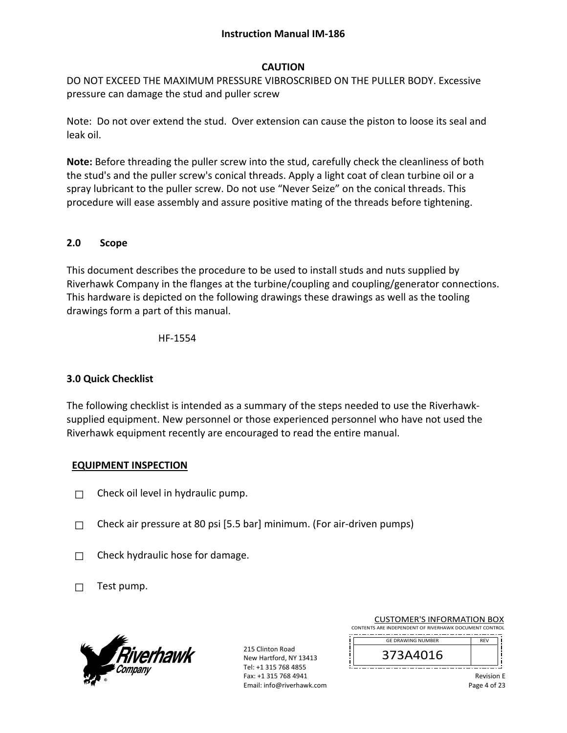**CAUTION**

DO NOT EXCEED THE MAXIMUM PRESSURE VIBROSCRIBED ON THE PULLER BODY. Excessive pressure can damage the stud and puller screw

Note: Do not over extend the stud. Over extension can cause the piston to loose its seal and leak oil.

**Note:** Before threading the puller screw into the stud, carefully check the cleanliness of both the stud's and the puller screw's conical threads. Apply a light coat of clean turbine oil or a spray lubricant to the puller screw. Do not use "Never Seize" on the conical threads. This procedure will ease assembly and assure positive mating of the threads before tightening.

## 2.0 Scope

This document describes the procedure to be used to install studs and nuts supplied by Riverhawk Company in the flanges at the turbine/coupling and coupling/generator connections. This hardware is depicted on the following drawings these drawings as well as the tooling drawings form a part of this manual.

HF-1554

## 3.0 Quick Checklist

The following checklist is intended as a summary of the steps needed to use the Riverhawk-supplied equipment. New personnel or those experienced personnel who have not used the Riverhawk equipment recently are encouraged to read the entire manual.

**EQUIPMENT INSPECTION**

- ☐ Check oil level in hydraulic pump.
- ☐ Check air pressure at 80 psi [5.5 bar] minimum. (For air-driven pumps)
- ☐ Check hydraulic hose for damage.
- ☐ Test pump.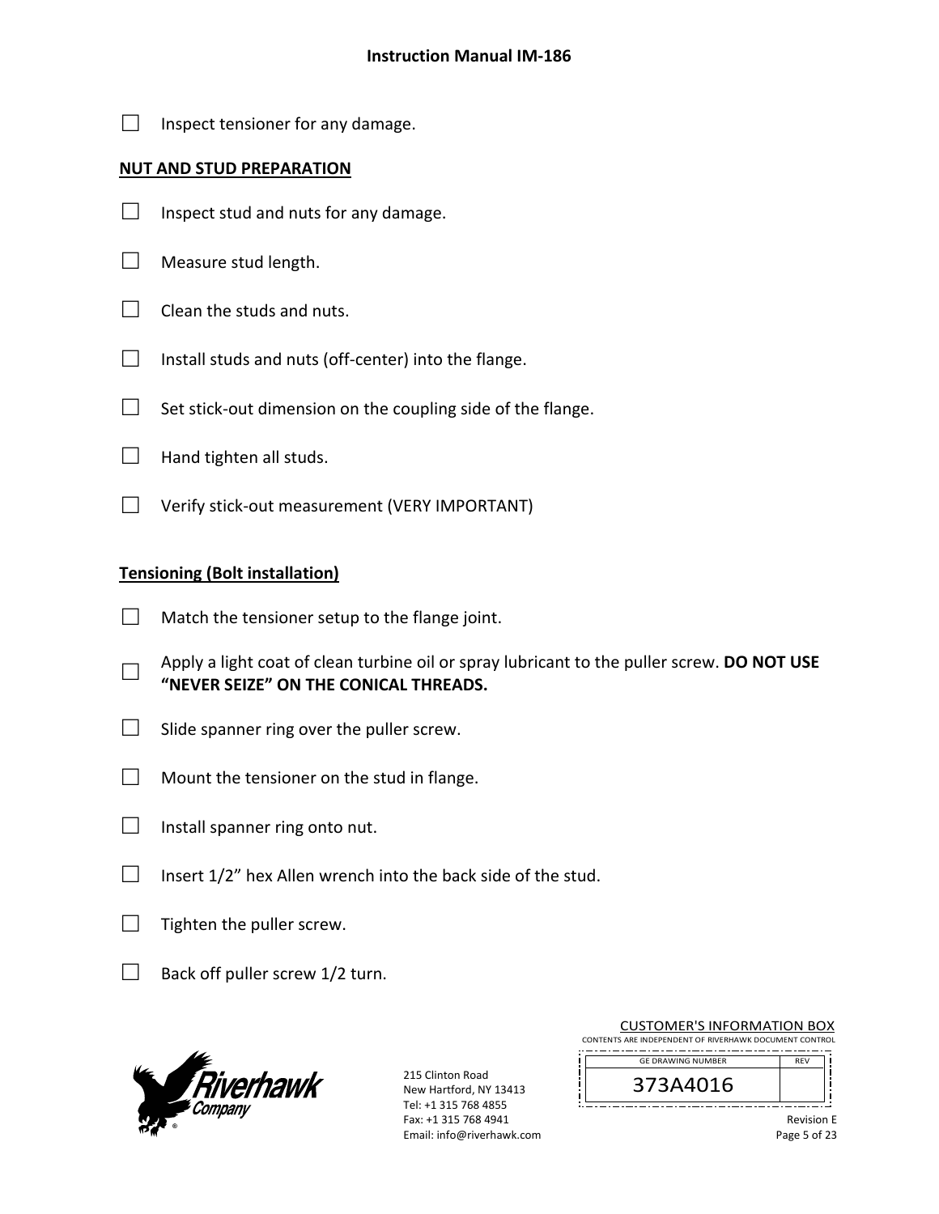☐ Inspect tensioner for any damage.

**NUT AND STUD PREPARATION**

☐ Inspect stud and nuts for any damage.

☐ Measure stud length.

☐ Clean the studs and nuts.

☐ Install studs and nuts (off-center) into the flange.

☐ Set stick-out dimension on the coupling side of the flange.

☐ Hand tighten all studs.

☐ Verify stick-out measurement (VERY IMPORTANT)

**Tensioning (Bolt installation)**

☐ Match the tensioner setup to the flange joint.

☐ Apply a light coat of clean turbine oil or spray lubricant to the puller screw. **DO NOT USE "NEVER SEIZE" ON THE CONICAL THREADS.**

☐ Slide spanner ring over the puller screw.

☐ Mount the tensioner on the stud in flange.

☐ Install spanner ring onto nut.

☐ Insert 1/2" hex Allen wrench into the back side of the stud.

☐ Tighten the puller screw.

☐ Back off puller screw 1/2 turn.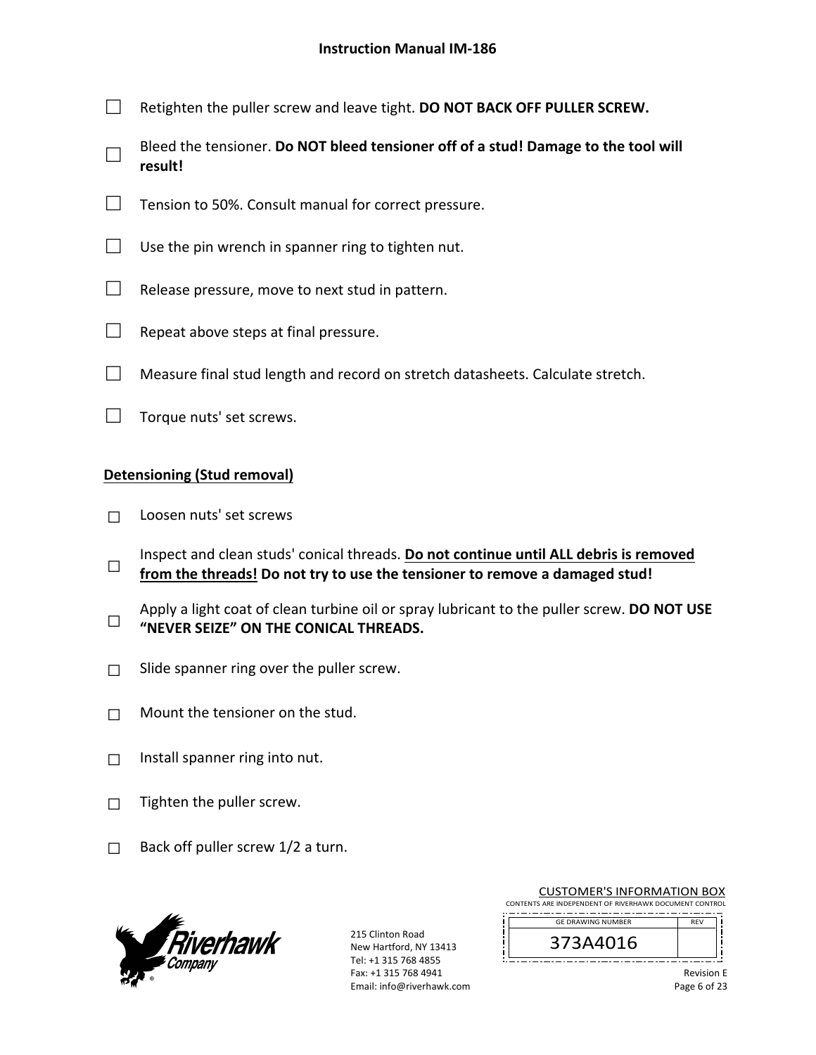- ☐ Retighten the puller screw and leave tight. **DO NOT BACK OFF PULLER SCREW.**
- ☐ Bleed the tensioner. **Do NOT bleed tensioner off of a stud! Damage to the tool will result!**
- ☐ Tension to 50%. Consult manual for correct pressure.
- ☐ Use the pin wrench in spanner ring to tighten nut.
- ☐ Release pressure, move to next stud in pattern.
- ☐ Repeat above steps at final pressure.
- ☐ Measure final stud length and record on stretch datasheets. Calculate stretch.
- ☐ Torque nuts' set screws.

## Detensioning (Stud removal)

- ☐ Loosen nuts' set screws
- ☐ Inspect and clean studs' conical threads. **Do not continue until ALL debris is removed from the threads! Do not try to use the tensioner to remove a damaged stud!**
- ☐ Apply a light coat of clean turbine oil or spray lubricant to the puller screw. **DO NOT USE "NEVER SEIZE" ON THE CONICAL THREADS.**
- ☐ Slide spanner ring over the puller screw.
- ☐ Mount the tensioner on the stud.
- ☐ Install spanner ring into nut.
- ☐ Tighten the puller screw.
- ☐ Back off puller screw 1/2 a turn.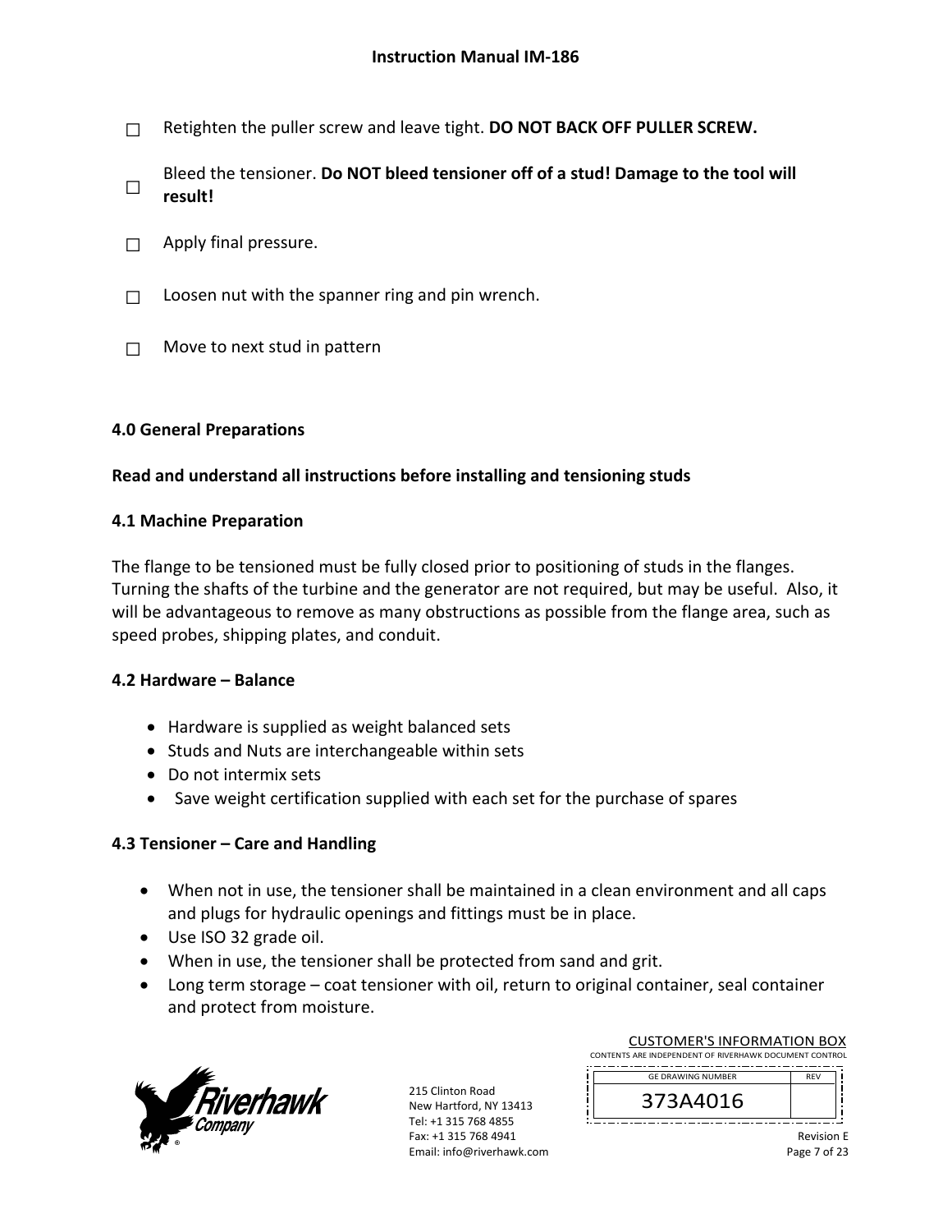☐ Retighten the puller screw and leave tight. **DO NOT BACK OFF PULLER SCREW.**

☐ Bleed the tensioner. **Do NOT bleed tensioner off of a stud! Damage to the tool will result!**

☐ Apply final pressure.

☐ Loosen nut with the spanner ring and pin wrench.

☐ Move to next stud in pattern

## 4.0 General Preparations

**Read and understand all instructions before installing and tensioning studs**

### 4.1 Machine Preparation

The flange to be tensioned must be fully closed prior to positioning of studs in the flanges. Turning the shafts of the turbine and the generator are not required, but may be useful. Also, it will be advantageous to remove as many obstructions as possible from the flange area, such as speed probes, shipping plates, and conduit.

### 4.2 Hardware – Balance

- Hardware is supplied as weight balanced sets
- Studs and Nuts are interchangeable within sets
- Do not intermix sets
- Save weight certification supplied with each set for the purchase of spares

### 4.3 Tensioner – Care and Handling

- When not in use, the tensioner shall be maintained in a clean environment and all caps and plugs for hydraulic openings and fittings must be in place.
- Use ISO 32 grade oil.
- When in use, the tensioner shall be protected from sand and grit.
- Long term storage – coat tensioner with oil, return to original container, seal container and protect from moisture.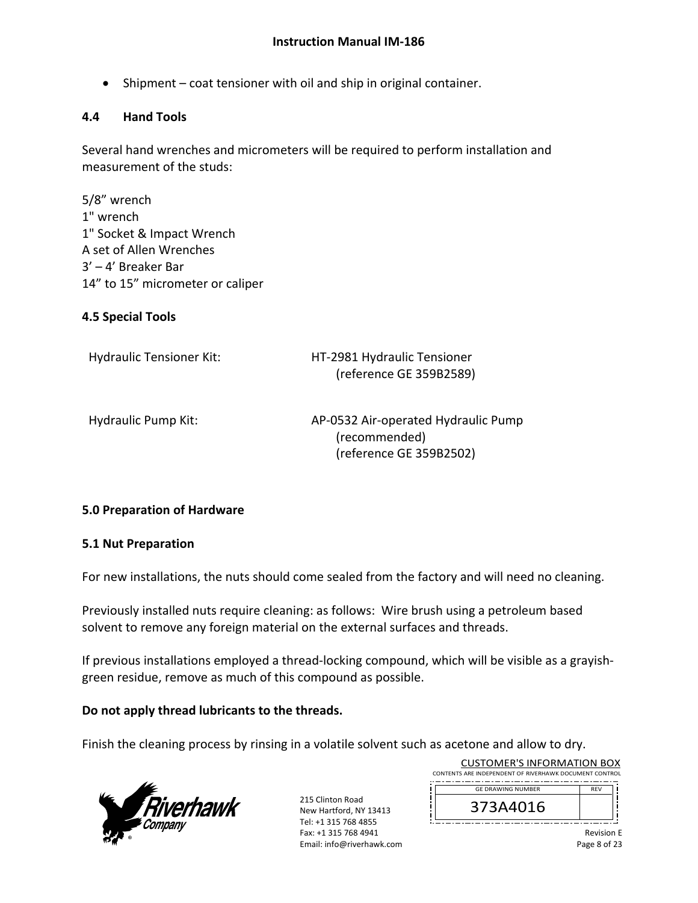- Shipment – coat tensioner with oil and ship in original container.

### 4.4 Hand Tools

Several hand wrenches and micrometers will be required to perform installation and measurement of the studs:

5/8” wrench
1" wrench
1" Socket & Impact Wrench
A set of Allen Wrenches
3’ – 4’ Breaker Bar
14” to 15” micrometer or caliper

### 4.5 Special Tools

| | |
|---|---|
| Hydraulic Tensioner Kit: | HT-2981 Hydraulic Tensioner (reference GE 359B2589) |
| Hydraulic Pump Kit: | AP-0532 Air-operated Hydraulic Pump (recommended) (reference GE 359B2502) |

## 5.0 Preparation of Hardware

### 5.1 Nut Preparation

For new installations, the nuts should come sealed from the factory and will need no cleaning.

Previously installed nuts require cleaning: as follows: Wire brush using a petroleum based solvent to remove any foreign material on the external surfaces and threads.

If previous installations employed a thread-locking compound, which will be visible as a grayish-green residue, remove as much of this compound as possible.

**Do not apply thread lubricants to the threads.**

Finish the cleaning process by rinsing in a volatile solvent such as acetone and allow to dry.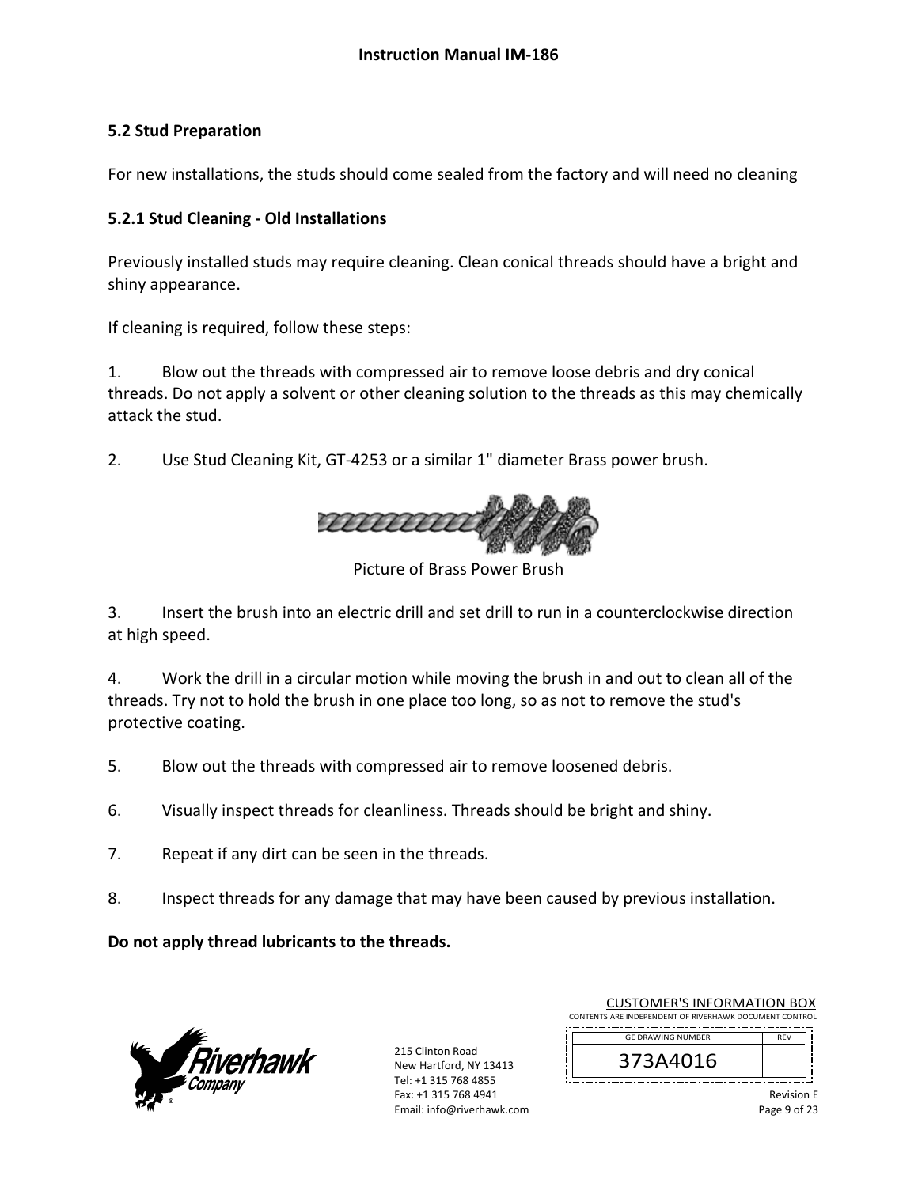## 5.2 Stud Preparation

For new installations, the studs should come sealed from the factory and will need no cleaning

### 5.2.1 Stud Cleaning - Old Installations

Previously installed studs may require cleaning. Clean conical threads should have a bright and shiny appearance.

If cleaning is required, follow these steps:

1. Blow out the threads with compressed air to remove loose debris and dry conical threads. Do not apply a solvent or other cleaning solution to the threads as this may chemically attack the stud.

2. Use Stud Cleaning Kit, GT-4253 or a similar 1" diameter Brass power brush.

Picture of Brass Power Brush

3. Insert the brush into an electric drill and set drill to run in a counterclockwise direction at high speed.

4. Work the drill in a circular motion while moving the brush in and out to clean all of the threads. Try not to hold the brush in one place too long, so as not to remove the stud's protective coating.

5. Blow out the threads with compressed air to remove loosened debris.

6. Visually inspect threads for cleanliness. Threads should be bright and shiny.

7. Repeat if any dirt can be seen in the threads.

8. Inspect threads for any damage that may have been caused by previous installation.

**Do not apply thread lubricants to the threads.**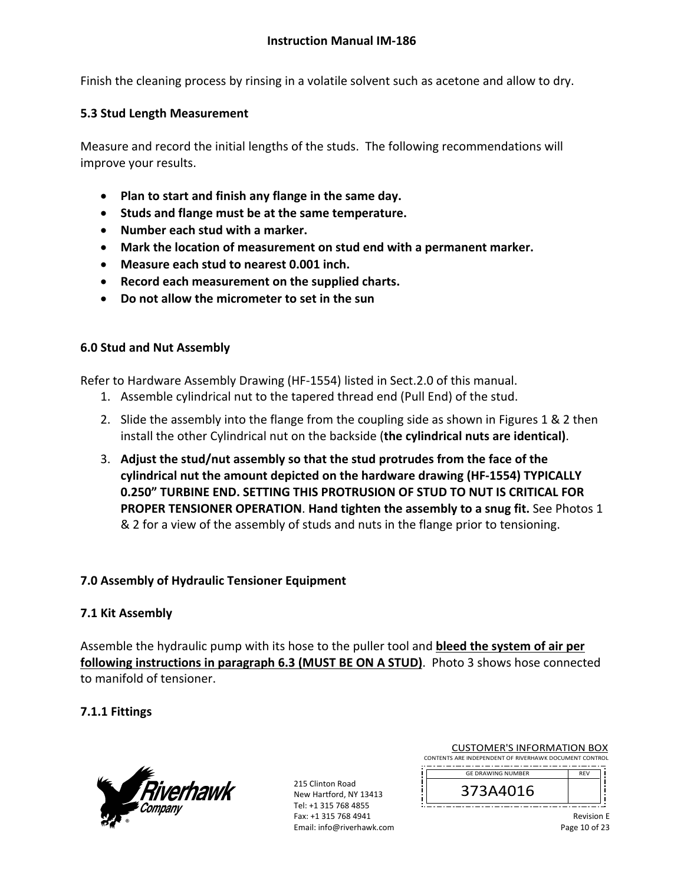Finish the cleaning process by rinsing in a volatile solvent such as acetone and allow to dry.

### 5.3 Stud Length Measurement

Measure and record the initial lengths of the studs. The following recommendations will improve your results.

- **Plan to start and finish any flange in the same day.**
- **Studs and flange must be at the same temperature.**
- **Number each stud with a marker.**
- **Mark the location of measurement on stud end with a permanent marker.**
- **Measure each stud to nearest 0.001 inch.**
- **Record each measurement on the supplied charts.**
- **Do not allow the micrometer to set in the sun**

## 6.0 Stud and Nut Assembly

Refer to Hardware Assembly Drawing (HF-1554) listed in Sect.2.0 of this manual.

1. Assemble cylindrical nut to the tapered thread end (Pull End) of the stud.
2. Slide the assembly into the flange from the coupling side as shown in Figures 1 & 2 then install the other Cylindrical nut on the backside (**the cylindrical nuts are identical)**.
3. **Adjust the stud/nut assembly so that the stud protrudes from the face of the cylindrical nut the amount depicted on the hardware drawing (HF-1554) TYPICALLY 0.250" TURBINE END. SETTING THIS PROTRUSION OF STUD TO NUT IS CRITICAL FOR PROPER TENSIONER OPERATION**. **Hand tighten the assembly to a snug fit.** See Photos 1 & 2 for a view of the assembly of studs and nuts in the flange prior to tensioning.

## 7.0 Assembly of Hydraulic Tensioner Equipment

### 7.1 Kit Assembly

Assemble the hydraulic pump with its hose to the puller tool and **bleed the system of air per following instructions in paragraph 6.3 (MUST BE ON A STUD)**. Photo 3 shows hose connected to manifold of tensioner.

#### 7.1.1 Fittings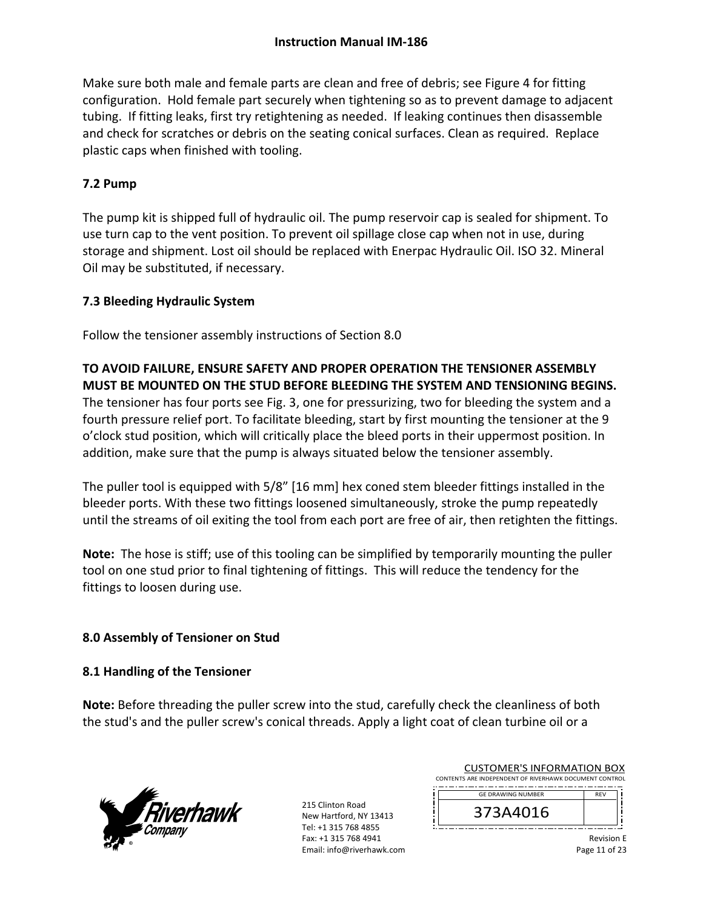Make sure both male and female parts are clean and free of debris; see Figure 4 for fitting configuration. Hold female part securely when tightening so as to prevent damage to adjacent tubing. If fitting leaks, first try retightening as needed. If leaking continues then disassemble and check for scratches or debris on the seating conical surfaces. Clean as required. Replace plastic caps when finished with tooling.

### 7.2 Pump

The pump kit is shipped full of hydraulic oil. The pump reservoir cap is sealed for shipment. To use turn cap to the vent position. To prevent oil spillage close cap when not in use, during storage and shipment. Lost oil should be replaced with Enerpac Hydraulic Oil. ISO 32. Mineral Oil may be substituted, if necessary.

### 7.3 Bleeding Hydraulic System

Follow the tensioner assembly instructions of Section 8.0

**TO AVOID FAILURE, ENSURE SAFETY AND PROPER OPERATION THE TENSIONER ASSEMBLY MUST BE MOUNTED ON THE STUD BEFORE BLEEDING THE SYSTEM AND TENSIONING BEGINS.** The tensioner has four ports see Fig. 3, one for pressurizing, two for bleeding the system and a fourth pressure relief port. To facilitate bleeding, start by first mounting the tensioner at the 9 o'clock stud position, which will critically place the bleed ports in their uppermost position. In addition, make sure that the pump is always situated below the tensioner assembly.

The puller tool is equipped with 5/8" [16 mm] hex coned stem bleeder fittings installed in the bleeder ports. With these two fittings loosened simultaneously, stroke the pump repeatedly until the streams of oil exiting the tool from each port are free of air, then retighten the fittings.

**Note:** The hose is stiff; use of this tooling can be simplified by temporarily mounting the puller tool on one stud prior to final tightening of fittings. This will reduce the tendency for the fittings to loosen during use.

## 8.0 Assembly of Tensioner on Stud

### 8.1 Handling of the Tensioner

**Note:** Before threading the puller screw into the stud, carefully check the cleanliness of both the stud's and the puller screw's conical threads. Apply a light coat of clean turbine oil or a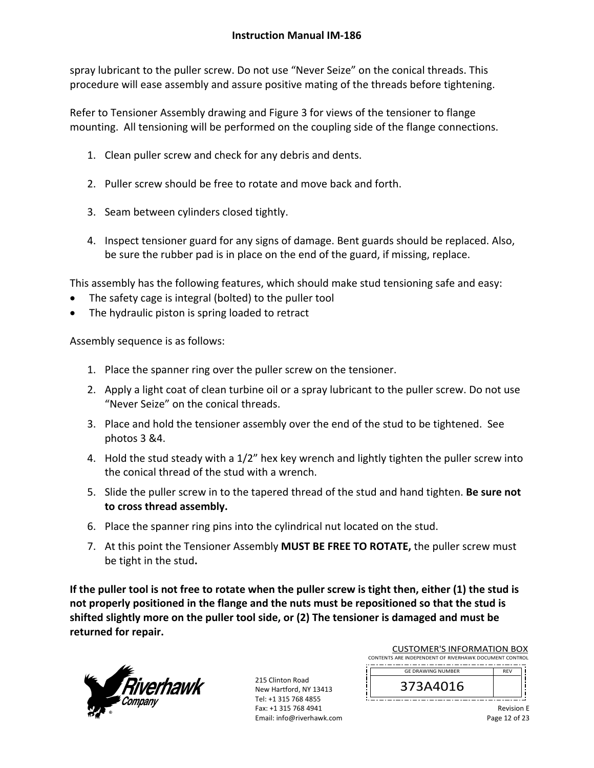spray lubricant to the puller screw. Do not use “Never Seize” on the conical threads. This procedure will ease assembly and assure positive mating of the threads before tightening.

Refer to Tensioner Assembly drawing and Figure 3 for views of the tensioner to flange mounting. All tensioning will be performed on the coupling side of the flange connections.

1. Clean puller screw and check for any debris and dents.

2. Puller screw should be free to rotate and move back and forth.

3. Seam between cylinders closed tightly.

4. Inspect tensioner guard for any signs of damage. Bent guards should be replaced. Also, be sure the rubber pad is in place on the end of the guard, if missing, replace.

This assembly has the following features, which should make stud tensioning safe and easy:

- The safety cage is integral (bolted) to the puller tool
- The hydraulic piston is spring loaded to retract

Assembly sequence is as follows:

1. Place the spanner ring over the puller screw on the tensioner.
2. Apply a light coat of clean turbine oil or a spray lubricant to the puller screw. Do not use “Never Seize” on the conical threads.
3. Place and hold the tensioner assembly over the end of the stud to be tightened. See photos 3 &4.
4. Hold the stud steady with a 1/2” hex key wrench and lightly tighten the puller screw into the conical thread of the stud with a wrench.
5. Slide the puller screw in to the tapered thread of the stud and hand tighten. **Be sure not to cross thread assembly.**
6. Place the spanner ring pins into the cylindrical nut located on the stud.
7. At this point the Tensioner Assembly **MUST BE FREE TO ROTATE,** the puller screw must be tight in the stud**.**

**If the puller tool is not free to rotate when the puller screw is tight then, either (1) the stud is not properly positioned in the flange and the nuts must be repositioned so that the stud is shifted slightly more on the puller tool side, or (2) The tensioner is damaged and must be returned for repair.**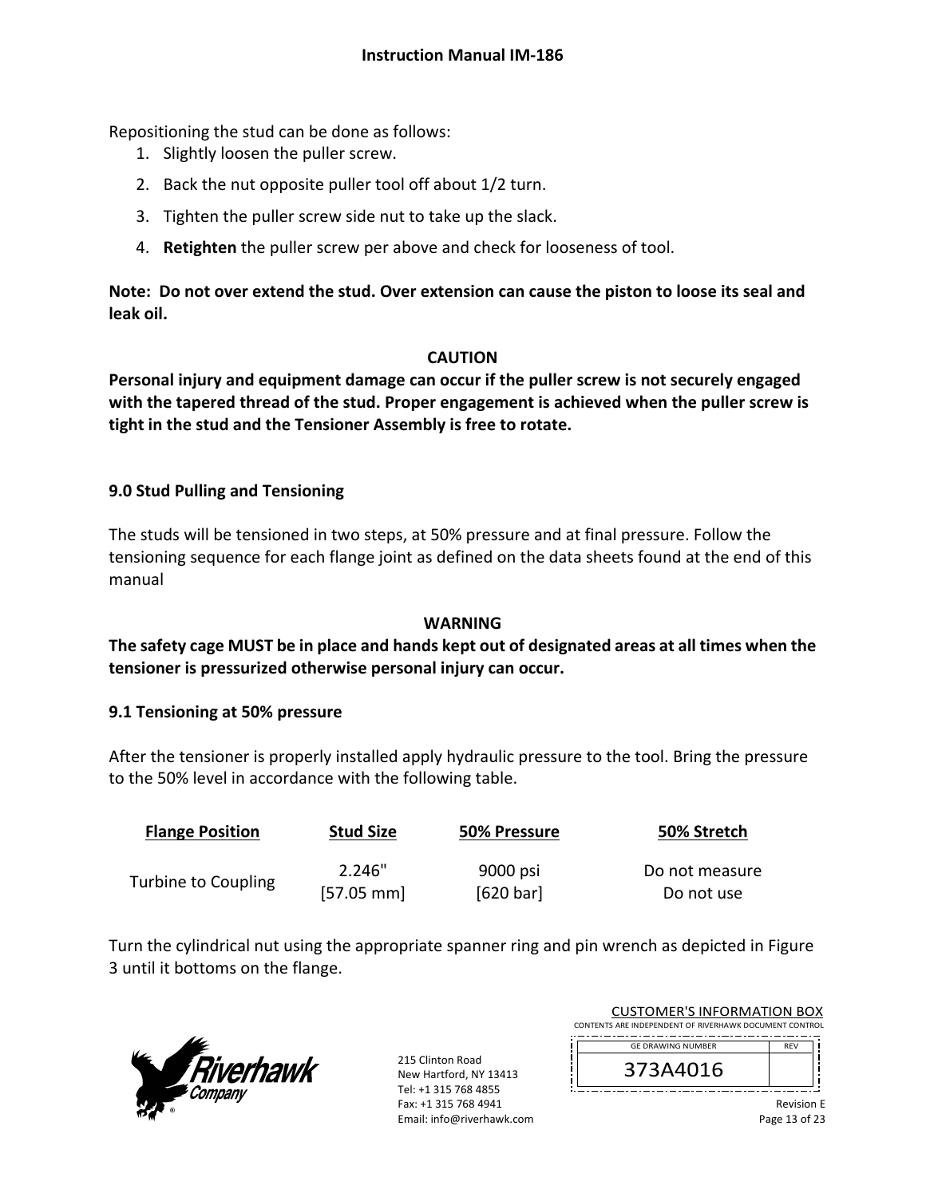Repositioning the stud can be done as follows:

1. Slightly loosen the puller screw.
2. Back the nut opposite puller tool off about 1/2 turn.
3. Tighten the puller screw side nut to take up the slack.
4. **Retighten** the puller screw per above and check for looseness of tool.

**Note: Do not over extend the stud. Over extension can cause the piston to loose its seal and leak oil.**

**CAUTION**

**Personal injury and equipment damage can occur if the puller screw is not securely engaged with the tapered thread of the stud. Proper engagement is achieved when the puller screw is tight in the stud and the Tensioner Assembly is free to rotate.**

## 9.0 Stud Pulling and Tensioning

The studs will be tensioned in two steps, at 50% pressure and at final pressure. Follow the tensioning sequence for each flange joint as defined on the data sheets found at the end of this manual

**WARNING**

**The safety cage MUST be in place and hands kept out of designated areas at all times when the tensioner is pressurized otherwise personal injury can occur.**

### 9.1 Tensioning at 50% pressure

After the tensioner is properly installed apply hydraulic pressure to the tool. Bring the pressure to the 50% level in accordance with the following table.

| Flange Position | Stud Size | 50% Pressure | 50% Stretch |
|---|---|---|---|
| Turbine to Coupling | 2.246" [57.05 mm] | 9000 psi [620 bar] | Do not measure Do not use |

Turn the cylindrical nut using the appropriate spanner ring and pin wrench as depicted in Figure 3 until it bottoms on the flange.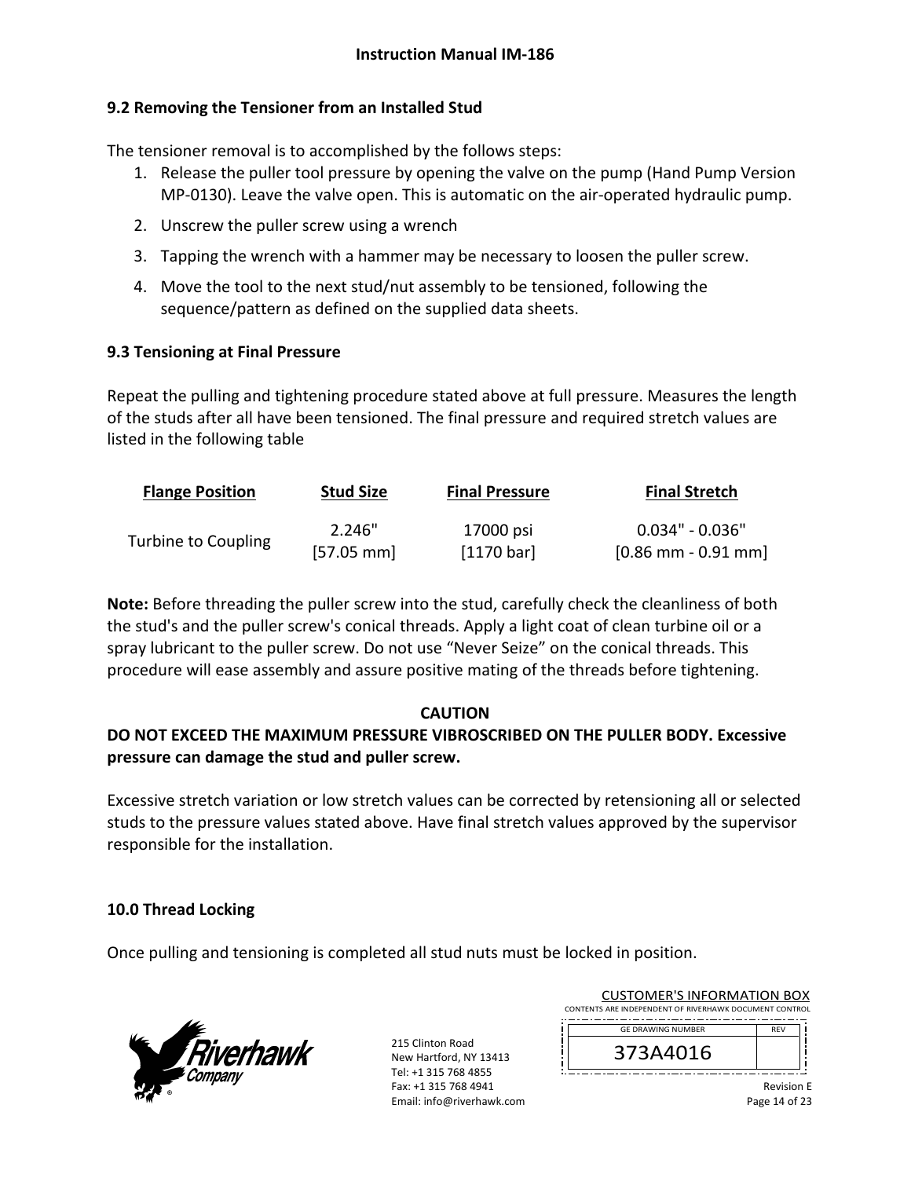## 9.2 Removing the Tensioner from an Installed Stud

The tensioner removal is to accomplished by the follows steps:

1. Release the puller tool pressure by opening the valve on the pump (Hand Pump Version MP-0130). Leave the valve open. This is automatic on the air-operated hydraulic pump.
2. Unscrew the puller screw using a wrench
3. Tapping the wrench with a hammer may be necessary to loosen the puller screw.
4. Move the tool to the next stud/nut assembly to be tensioned, following the sequence/pattern as defined on the supplied data sheets.

## 9.3 Tensioning at Final Pressure

Repeat the pulling and tightening procedure stated above at full pressure. Measures the length of the studs after all have been tensioned. The final pressure and required stretch values are listed in the following table

| Flange Position | Stud Size | Final Pressure | Final Stretch |
|---|---|---|---|
| Turbine to Coupling | 2.246" [57.05 mm] | 17000 psi [1170 bar] | 0.034" - 0.036" [0.86 mm - 0.91 mm] |

**Note:** Before threading the puller screw into the stud, carefully check the cleanliness of both the stud's and the puller screw's conical threads. Apply a light coat of clean turbine oil or a spray lubricant to the puller screw. Do not use "Never Seize" on the conical threads. This procedure will ease assembly and assure positive mating of the threads before tightening.

**CAUTION**

**DO NOT EXCEED THE MAXIMUM PRESSURE VIBROSCRIBED ON THE PULLER BODY. Excessive pressure can damage the stud and puller screw.**

Excessive stretch variation or low stretch values can be corrected by retensioning all or selected studs to the pressure values stated above. Have final stretch values approved by the supervisor responsible for the installation.

## 10.0 Thread Locking

Once pulling and tensioning is completed all stud nuts must be locked in position.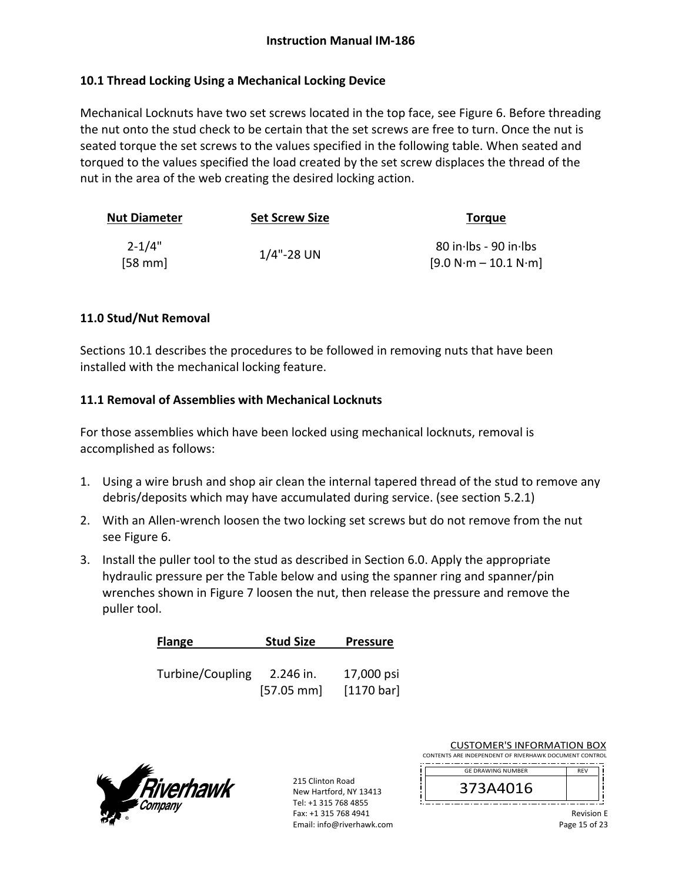## 10.1 Thread Locking Using a Mechanical Locking Device

Mechanical Locknuts have two set screws located in the top face, see Figure 6. Before threading the nut onto the stud check to be certain that the set screws are free to turn. Once the nut is seated torque the set screws to the values specified in the following table. When seated and torqued to the values specified the load created by the set screw displaces the thread of the nut in the area of the web creating the desired locking action.

| Nut Diameter | Set Screw Size | Torque |
|---|---|---|
| 2-1/4" [58 mm] | 1/4"-28 UN | 80 in·lbs - 90 in·lbs [9.0 N·m – 10.1 N·m] |

## 11.0 Stud/Nut Removal

Sections 10.1 describes the procedures to be followed in removing nuts that have been installed with the mechanical locking feature.

## 11.1 Removal of Assemblies with Mechanical Locknuts

For those assemblies which have been locked using mechanical locknuts, removal is accomplished as follows:

1. Using a wire brush and shop air clean the internal tapered thread of the stud to remove any debris/deposits which may have accumulated during service. (see section 5.2.1)
2. With an Allen-wrench loosen the two locking set screws but do not remove from the nut see Figure 6.
3. Install the puller tool to the stud as described in Section 6.0. Apply the appropriate hydraulic pressure per the Table below and using the spanner ring and spanner/pin wrenches shown in Figure 7 loosen the nut, then release the pressure and remove the puller tool.

| Flange | Stud Size | Pressure |
|---|---|---|
| Turbine/Coupling | 2.246 in. [57.05 mm] | 17,000 psi [1170 bar] |

215 Clinton Road
New Hartford, NY 13413
Tel: +1 315 768 4855
Fax: +1 315 768 4941
Email: info@riverhawk.com

CUSTOMER'S INFORMATION BOX
CONTENTS ARE INDEPENDENT OF RIVERHAWK DOCUMENT CONTROL

| GE DRAWING NUMBER | REV |
|---|---|
| 373A4016 | |

Revision E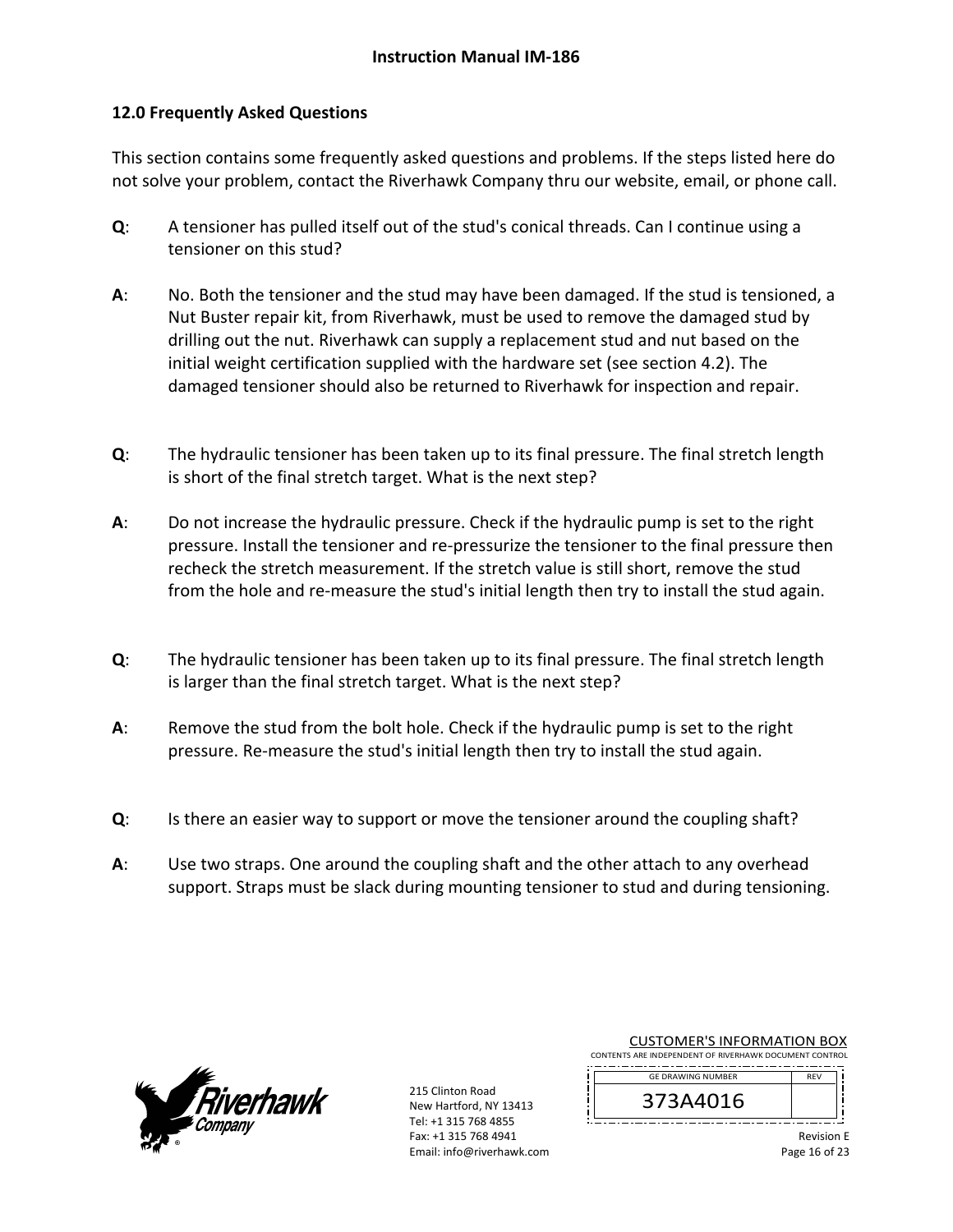## 12.0 Frequently Asked Questions

This section contains some frequently asked questions and problems. If the steps listed here do not solve your problem, contact the Riverhawk Company thru our website, email, or phone call.

**Q**: A tensioner has pulled itself out of the stud's conical threads. Can I continue using a tensioner on this stud?

**A**: No. Both the tensioner and the stud may have been damaged. If the stud is tensioned, a Nut Buster repair kit, from Riverhawk, must be used to remove the damaged stud by drilling out the nut. Riverhawk can supply a replacement stud and nut based on the initial weight certification supplied with the hardware set (see section 4.2). The damaged tensioner should also be returned to Riverhawk for inspection and repair.

**Q**: The hydraulic tensioner has been taken up to its final pressure. The final stretch length is short of the final stretch target. What is the next step?

**A**: Do not increase the hydraulic pressure. Check if the hydraulic pump is set to the right pressure. Install the tensioner and re-pressurize the tensioner to the final pressure then recheck the stretch measurement. If the stretch value is still short, remove the stud from the hole and re-measure the stud's initial length then try to install the stud again.

**Q**: The hydraulic tensioner has been taken up to its final pressure. The final stretch length is larger than the final stretch target. What is the next step?

**A**: Remove the stud from the bolt hole. Check if the hydraulic pump is set to the right pressure. Re-measure the stud's initial length then try to install the stud again.

**Q**: Is there an easier way to support or move the tensioner around the coupling shaft?

**A**: Use two straps. One around the coupling shaft and the other attach to any overhead support. Straps must be slack during mounting tensioner to stud and during tensioning.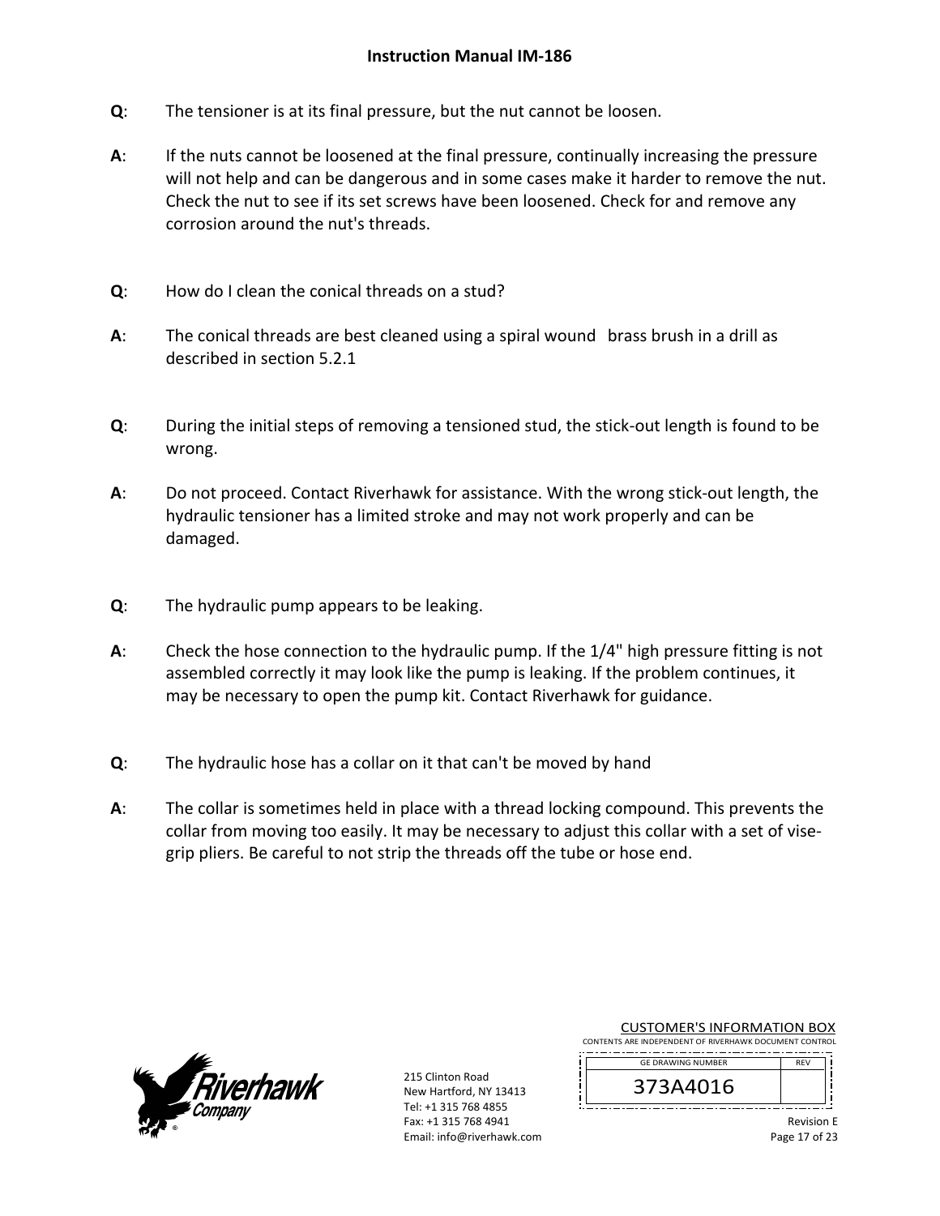**Q**: The tensioner is at its final pressure, but the nut cannot be loosen.

**A**: If the nuts cannot be loosened at the final pressure, continually increasing the pressure will not help and can be dangerous and in some cases make it harder to remove the nut. Check the nut to see if its set screws have been loosened. Check for and remove any corrosion around the nut's threads.

**Q**: How do I clean the conical threads on a stud?

**A**: The conical threads are best cleaned using a spiral wound brass brush in a drill as described in section 5.2.1

**Q**: During the initial steps of removing a tensioned stud, the stick-out length is found to be wrong.

**A**: Do not proceed. Contact Riverhawk for assistance. With the wrong stick-out length, the hydraulic tensioner has a limited stroke and may not work properly and can be damaged.

**Q**: The hydraulic pump appears to be leaking.

**A**: Check the hose connection to the hydraulic pump. If the 1/4" high pressure fitting is not assembled correctly it may look like the pump is leaking. If the problem continues, it may be necessary to open the pump kit. Contact Riverhawk for guidance.

**Q**: The hydraulic hose has a collar on it that can't be moved by hand

**A**: The collar is sometimes held in place with a thread locking compound. This prevents the collar from moving too easily. It may be necessary to adjust this collar with a set of vise-grip pliers. Be careful to not strip the threads off the tube or hose end.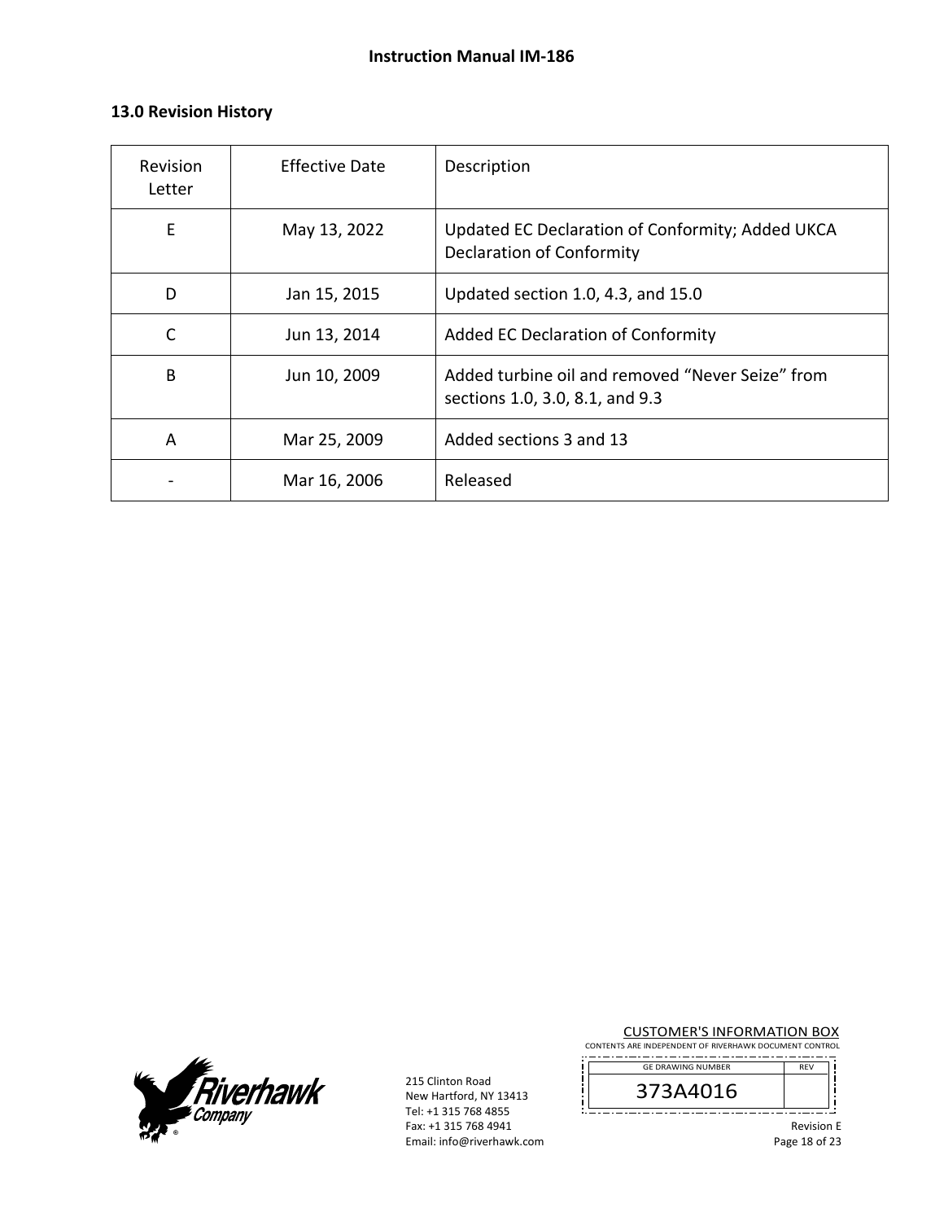## 13.0 Revision History

| Revision Letter | Effective Date | Description |
|---|---|---|
| E | May 13, 2022 | Updated EC Declaration of Conformity; Added UKCA Declaration of Conformity |
| D | Jan 15, 2015 | Updated section 1.0, 4.3, and 15.0 |
| C | Jun 13, 2014 | Added EC Declaration of Conformity |
| B | Jun 10, 2009 | Added turbine oil and removed “Never Seize” from sections 1.0, 3.0, 8.1, and 9.3 |
| A | Mar 25, 2009 | Added sections 3 and 13 |
| - | Mar 16, 2006 | Released |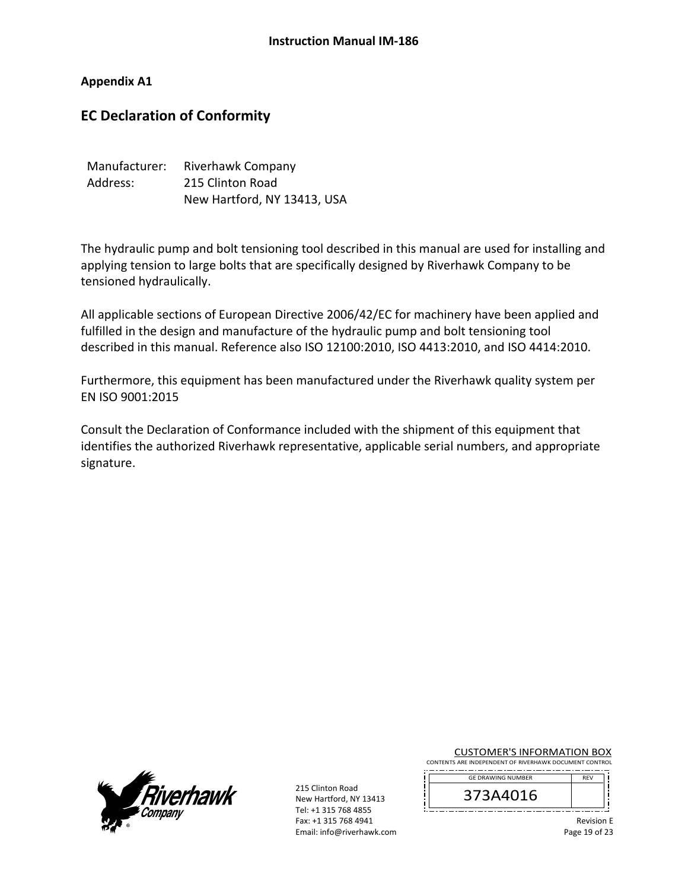**Appendix A1**

## EC Declaration of Conformity

| | |
|---|---|
| Manufacturer: | Riverhawk Company |
| Address: | 215 Clinton Road |
| | New Hartford, NY 13413, USA |

The hydraulic pump and bolt tensioning tool described in this manual are used for installing and applying tension to large bolts that are specifically designed by Riverhawk Company to be tensioned hydraulically.

All applicable sections of European Directive 2006/42/EC for machinery have been applied and fulfilled in the design and manufacture of the hydraulic pump and bolt tensioning tool described in this manual. Reference also ISO 12100:2010, ISO 4413:2010, and ISO 4414:2010.

Furthermore, this equipment has been manufactured under the Riverhawk quality system per EN ISO 9001:2015

Consult the Declaration of Conformance included with the shipment of this equipment that identifies the authorized Riverhawk representative, applicable serial numbers, and appropriate signature.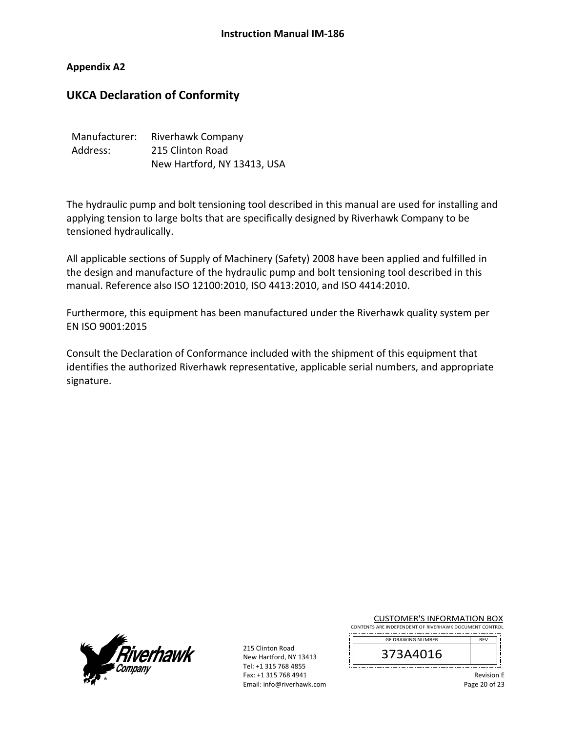**Appendix A2**

## UKCA Declaration of Conformity

Manufacturer: Riverhawk Company
Address: 215 Clinton Road
New Hartford, NY 13413, USA

The hydraulic pump and bolt tensioning tool described in this manual are used for installing and applying tension to large bolts that are specifically designed by Riverhawk Company to be tensioned hydraulically.

All applicable sections of Supply of Machinery (Safety) 2008 have been applied and fulfilled in the design and manufacture of the hydraulic pump and bolt tensioning tool described in this manual. Reference also ISO 12100:2010, ISO 4413:2010, and ISO 4414:2010.

Furthermore, this equipment has been manufactured under the Riverhawk quality system per EN ISO 9001:2015

Consult the Declaration of Conformance included with the shipment of this equipment that identifies the authorized Riverhawk representative, applicable serial numbers, and appropriate signature.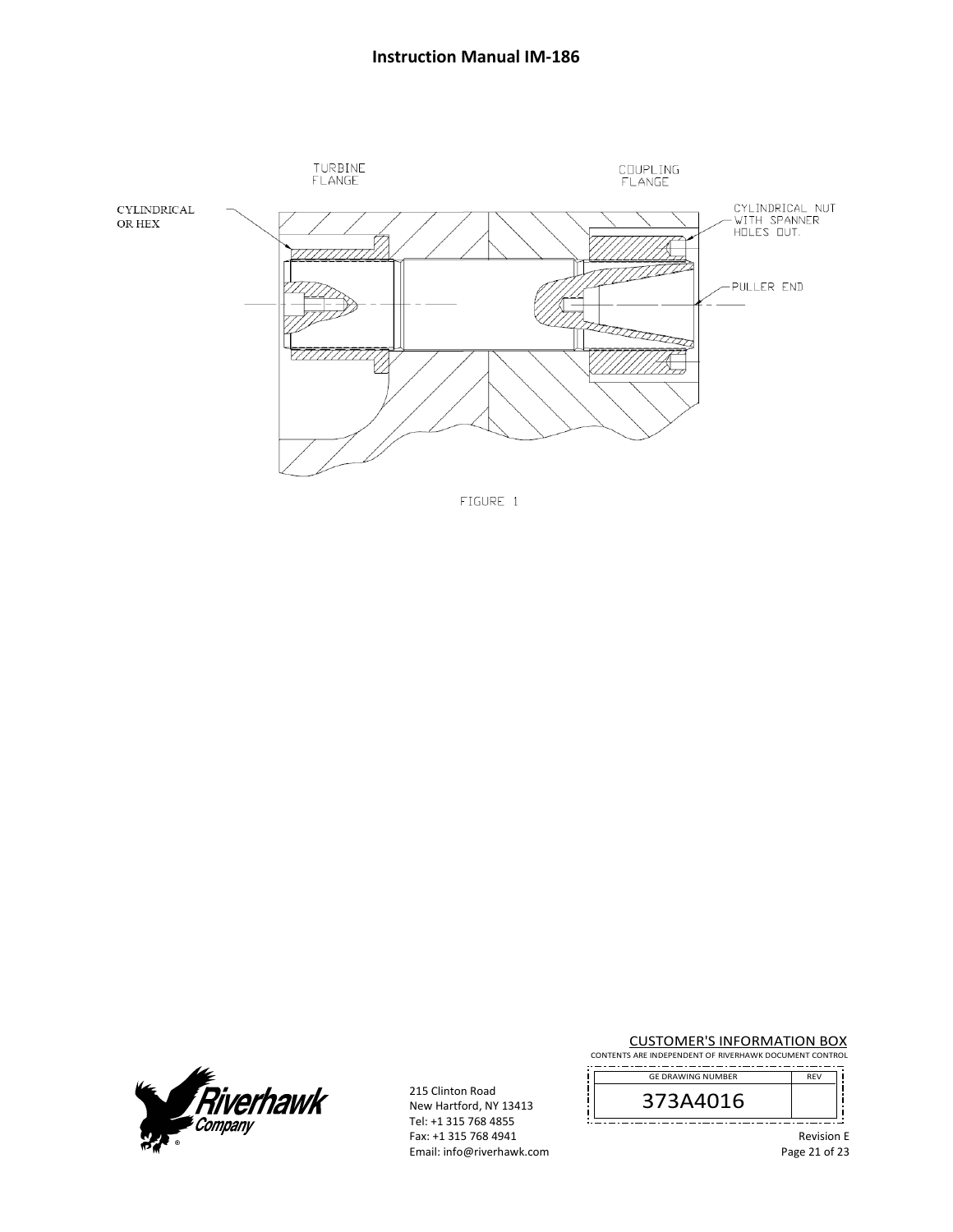TURBINE FLANGE

COUPLING FLANGE

CYLINDRICAL OR HEX

CYLINDRICAL NUT WITH SPANNER HOLES OUT.

PULLER END

FIGURE 1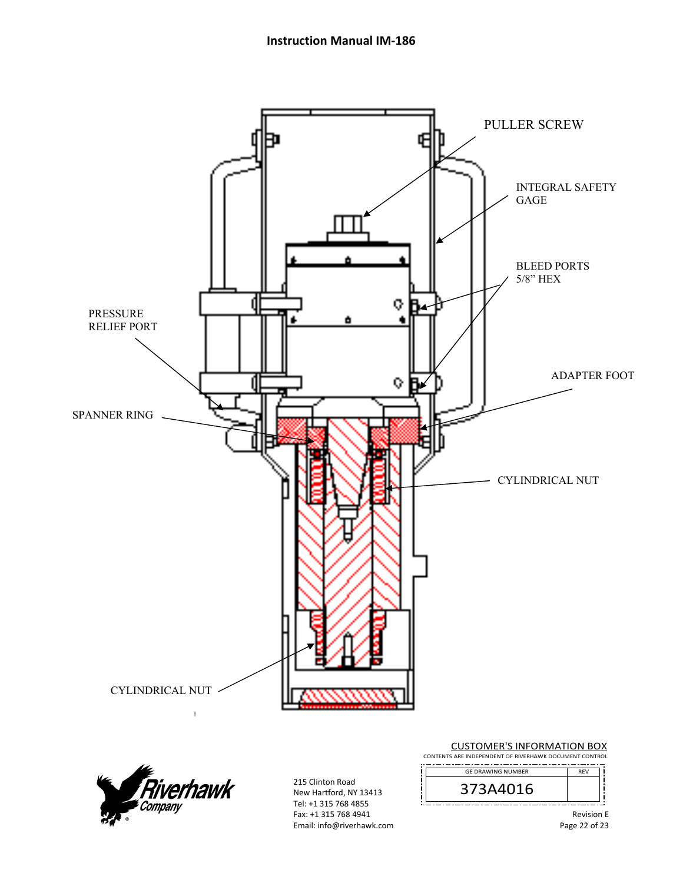PULLER SCREW

INTEGRAL SAFETY GAGE

BLEED PORTS 5/8" HEX

PRESSURE RELIEF PORT

ADAPTER FOOT

SPANNER RING

CYLINDRICAL NUT

CYLINDRICAL NUT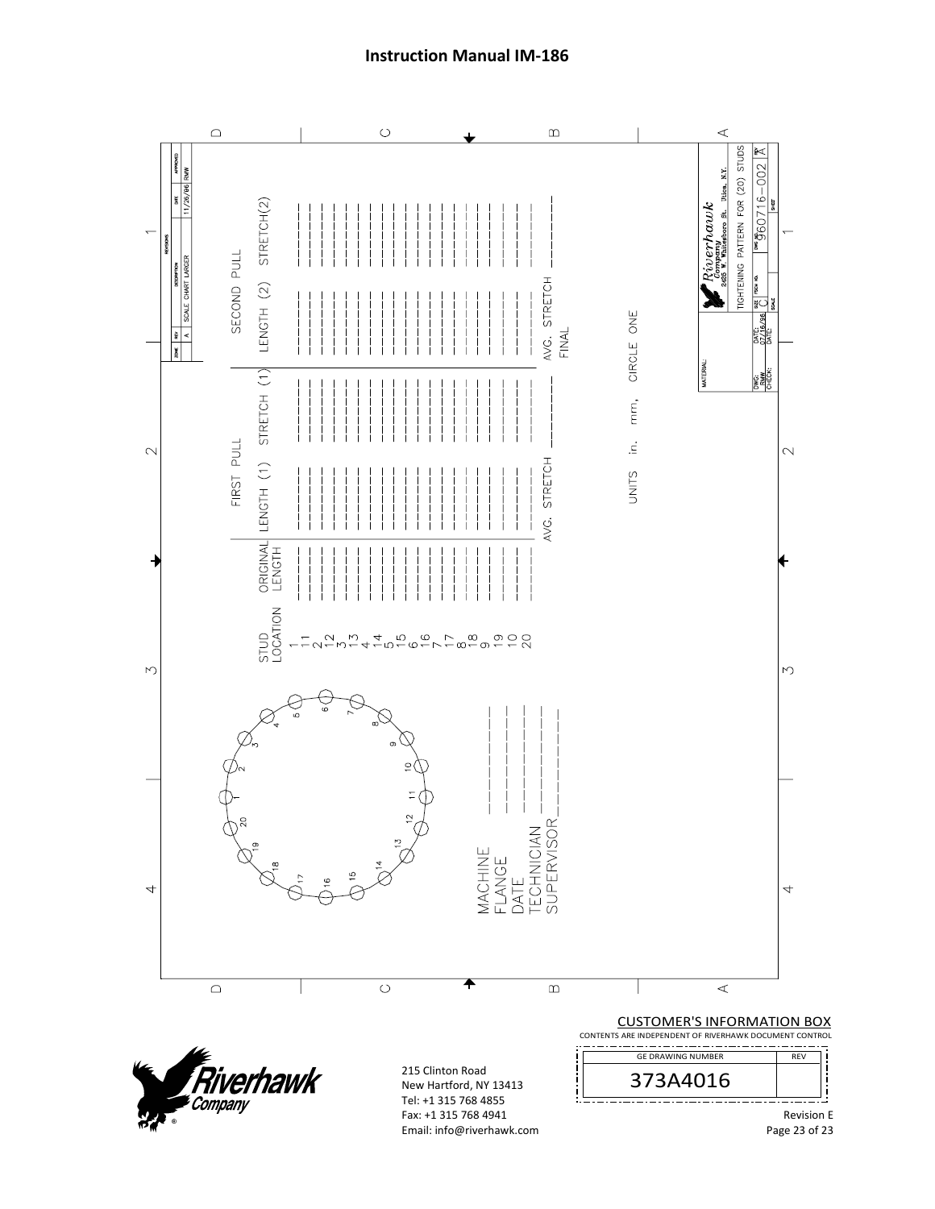| ZONE | REV | DESCRIPTION | DATE | APPROVED |
|---|---|---|---|---|
| | A | SCALE CHART LARGER | 11/26/96 | RMW |

| STUD LOCATION | ORIGINAL LENGTH | FIRST PULL LENGTH (1) | FIRST PULL STRETCH (1) | SECOND PULL LENGTH (2) | SECOND PULL STRETCH(2) |
|---|---|---|---|---|---|
| 1 | | | | | |
| 11 | | | | | |
| 2 | | | | | |
| 12 | | | | | |
| 3 | | | | | |
| 13 | | | | | |
| 4 | | | | | |
| 14 | | | | | |
| 5 | | | | | |
| 15 | | | | | |
| 6 | | | | | |
| 16 | | | | | |
| 7 | | | | | |
| 17 | | | | | |
| 8 | | | | | |
| 18 | | | | | |
| 9 | | | | | |
| 19 | | | | | |
| 10 | | | | | |
| 20 | | | | | |
| | | AVG. STRETCH | | AVG. STRETCH FINAL | |

UNITS in. mm, CIRCLE ONE

MACHINE \_\_\_\_\_\_\_\_\_\_
FLANGE \_\_\_\_\_\_\_\_\_\_
DATE \_\_\_\_\_\_\_\_\_\_
TECHNICIAN \_\_\_\_\_\_\_\_\_\_
SUPERVISOR \_\_\_\_\_\_\_\_\_\_

MATERIAL:

Riverhawk Company
2425 W. Whitesboro St. Utica, N.Y.

TIGHTENING PATTERN FOR (20) STUDS

DWG: RMW DATE: 07/16/96
CHECK: DATE:
SIZE C DWG NO. 960716-002 REV A

215 Clinton Road
New Hartford, NY 13413
Tel: +1 315 768 4855
Fax: +1 315 768 4941
Email: info@riverhawk.com

CUSTOMER'S INFORMATION BOX
CONTENTS ARE INDEPENDENT OF RIVERHAWK DOCUMENT CONTROL

| GE DRAWING NUMBER | REV |
|---|---|
| 373A4016 | |

Revision E